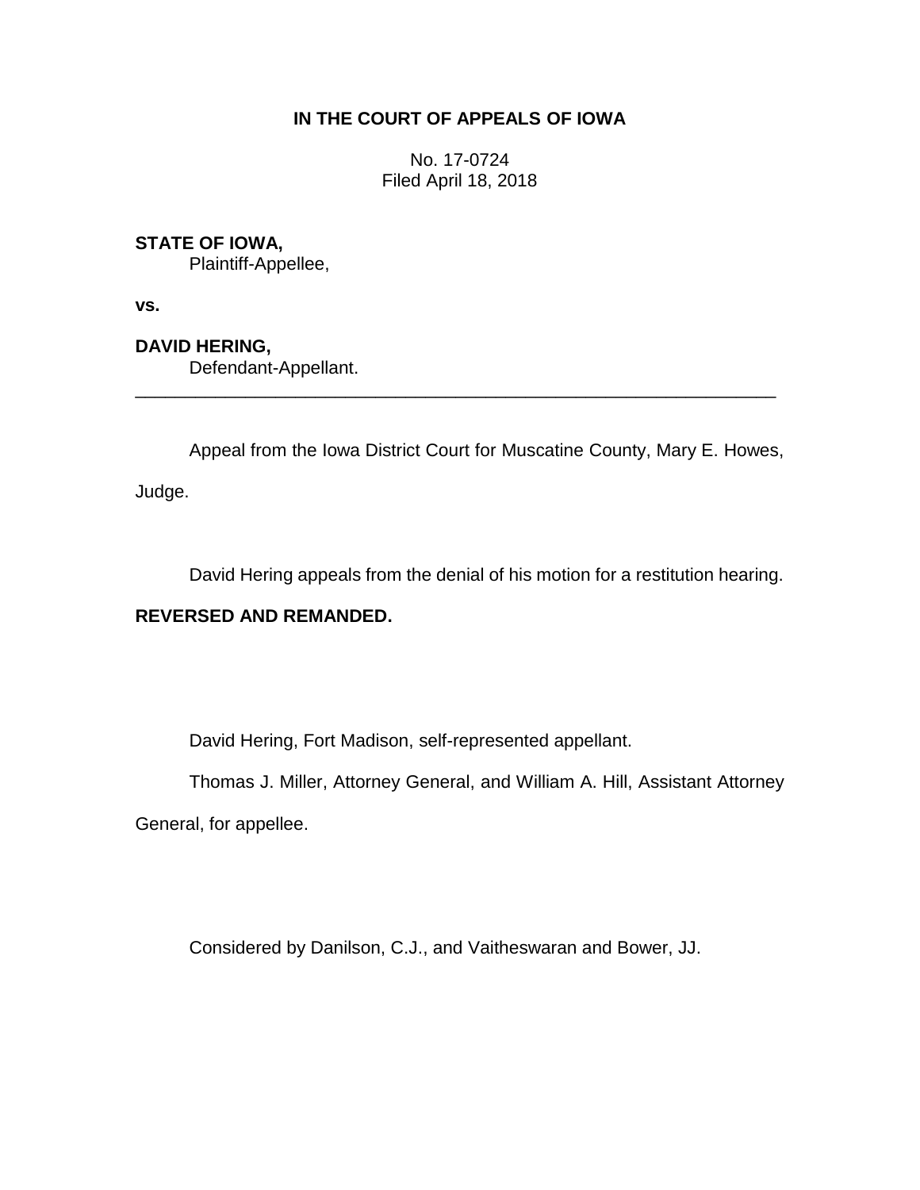**IN THE COURT OF APPEALS OF IOWA**

No. 17-0724
Filed April 18, 2018

**STATE OF IOWA,**
Plaintiff-Appellee,

**vs.**

**DAVID HERING,**
Defendant-Appellant.

---

Appeal from the Iowa District Court for Muscatine County, Mary E. Howes, Judge.

David Hering appeals from the denial of his motion for a restitution hearing.

**REVERSED AND REMANDED.**

David Hering, Fort Madison, self-represented appellant.

Thomas J. Miller, Attorney General, and William A. Hill, Assistant Attorney General, for appellee.

Considered by Danilson, C.J., and Vaitheswaran and Bower, JJ.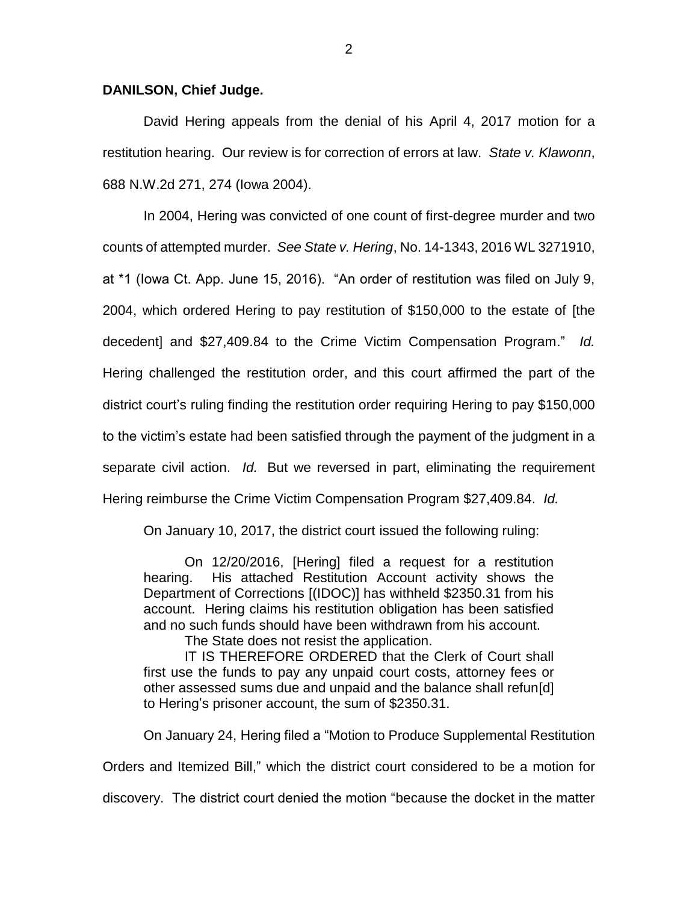**DANILSON, Chief Judge.**

David Hering appeals from the denial of his April 4, 2017 motion for a restitution hearing. Our review is for correction of errors at law. *State v. Klawonn*, 688 N.W.2d 271, 274 (Iowa 2004).

In 2004, Hering was convicted of one count of first-degree murder and two counts of attempted murder. *See State v. Hering*, No. 14-1343, 2016 WL 3271910, at *1 (Iowa Ct. App. June 15, 2016). "An order of restitution was filed on July 9, 2004, which ordered Hering to pay restitution of $150,000 to the estate of [the decedent] and $27,409.84 to the Crime Victim Compensation Program." *Id.* Hering challenged the restitution order, and this court affirmed the part of the district court's ruling finding the restitution order requiring Hering to pay $150,000 to the victim's estate had been satisfied through the payment of the judgment in a separate civil action. *Id.* But we reversed in part, eliminating the requirement Hering reimburse the Crime Victim Compensation Program $27,409.84. *Id.*

On January 10, 2017, the district court issued the following ruling:

> On 12/20/2016, [Hering] filed a request for a restitution hearing. His attached Restitution Account activity shows the Department of Corrections [(IDOC)] has withheld $2350.31 from his account. Hering claims his restitution obligation has been satisfied and no such funds should have been withdrawn from his account.
>
> The State does not resist the application.
>
> IT IS THEREFORE ORDERED that the Clerk of Court shall first use the funds to pay any unpaid court costs, attorney fees or other assessed sums due and unpaid and the balance shall refun[d] to Hering's prisoner account, the sum of $2350.31.

On January 24, Hering filed a "Motion to Produce Supplemental Restitution Orders and Itemized Bill," which the district court considered to be a motion for discovery. The district court denied the motion "because the docket in the matter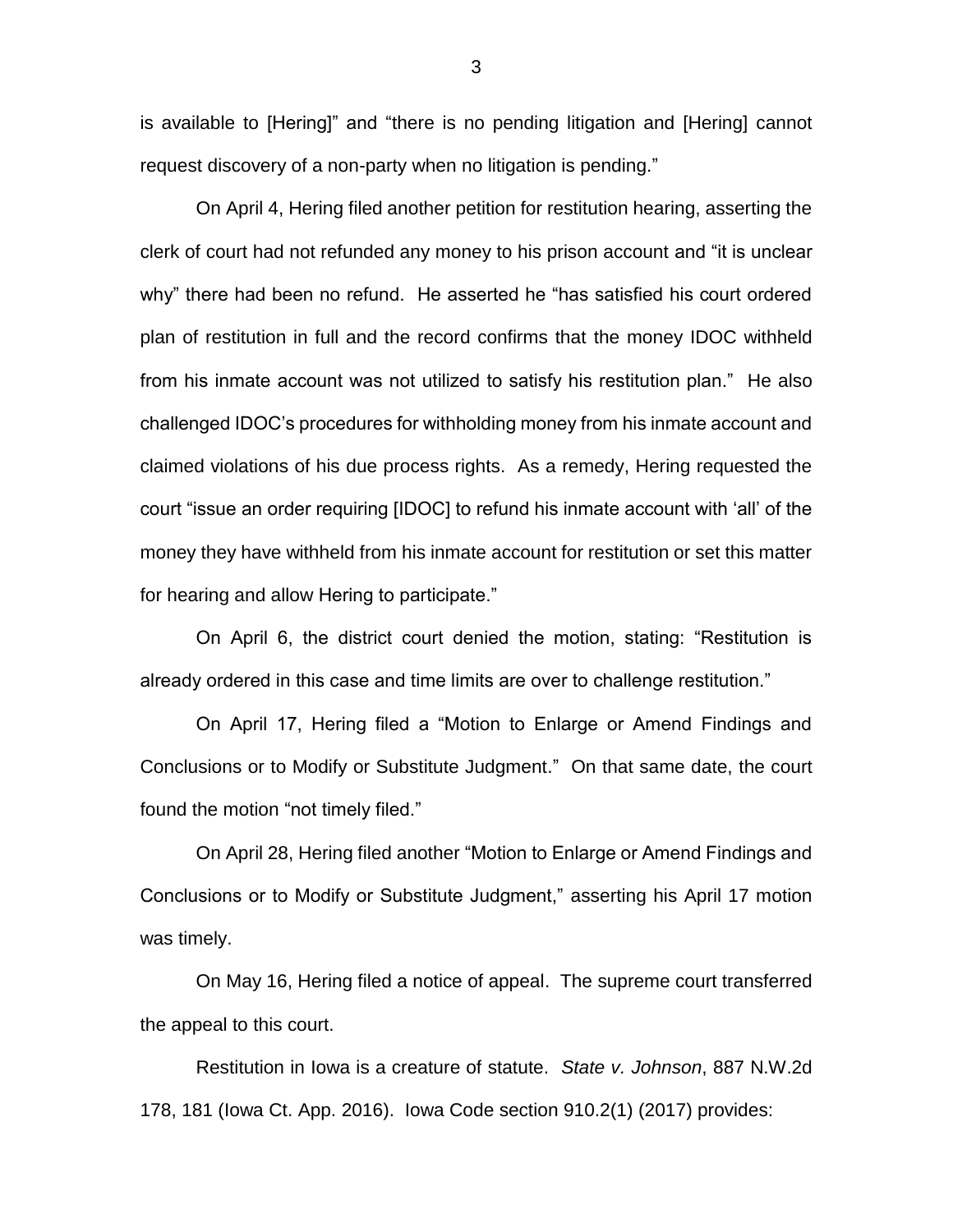is available to [Hering]" and "there is no pending litigation and [Hering] cannot request discovery of a non-party when no litigation is pending."

On April 4, Hering filed another petition for restitution hearing, asserting the clerk of court had not refunded any money to his prison account and "it is unclear why" there had been no refund. He asserted he "has satisfied his court ordered plan of restitution in full and the record confirms that the money IDOC withheld from his inmate account was not utilized to satisfy his restitution plan." He also challenged IDOC's procedures for withholding money from his inmate account and claimed violations of his due process rights. As a remedy, Hering requested the court "issue an order requiring [IDOC] to refund his inmate account with 'all' of the money they have withheld from his inmate account for restitution or set this matter for hearing and allow Hering to participate."

On April 6, the district court denied the motion, stating: "Restitution is already ordered in this case and time limits are over to challenge restitution."

On April 17, Hering filed a "Motion to Enlarge or Amend Findings and Conclusions or to Modify or Substitute Judgment." On that same date, the court found the motion "not timely filed."

On April 28, Hering filed another "Motion to Enlarge or Amend Findings and Conclusions or to Modify or Substitute Judgment," asserting his April 17 motion was timely.

On May 16, Hering filed a notice of appeal. The supreme court transferred the appeal to this court.

Restitution in Iowa is a creature of statute. *State v. Johnson*, 887 N.W.2d 178, 181 (Iowa Ct. App. 2016). Iowa Code section 910.2(1) (2017) provides: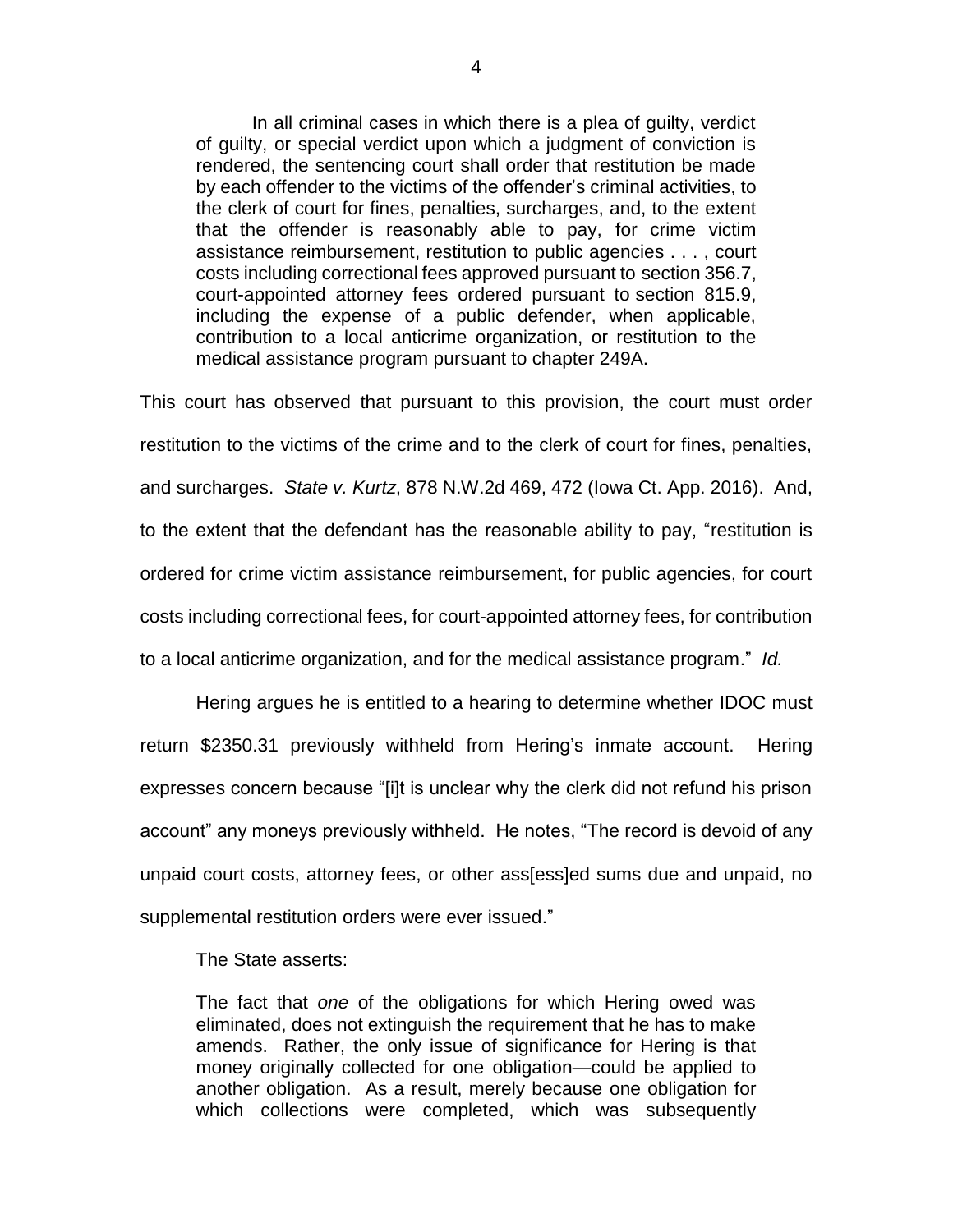> In all criminal cases in which there is a plea of guilty, verdict of guilty, or special verdict upon which a judgment of conviction is rendered, the sentencing court shall order that restitution be made by each offender to the victims of the offender's criminal activities, to the clerk of court for fines, penalties, surcharges, and, to the extent that the offender is reasonably able to pay, for crime victim assistance reimbursement, restitution to public agencies . . . , court costs including correctional fees approved pursuant to section 356.7, court-appointed attorney fees ordered pursuant to section 815.9, including the expense of a public defender, when applicable, contribution to a local anticrime organization, or restitution to the medical assistance program pursuant to chapter 249A.

This court has observed that pursuant to this provision, the court must order restitution to the victims of the crime and to the clerk of court for fines, penalties, and surcharges. *State v. Kurtz*, 878 N.W.2d 469, 472 (Iowa Ct. App. 2016). And, to the extent that the defendant has the reasonable ability to pay, "restitution is ordered for crime victim assistance reimbursement, for public agencies, for court costs including correctional fees, for court-appointed attorney fees, for contribution to a local anticrime organization, and for the medical assistance program." *Id.*

Hering argues he is entitled to a hearing to determine whether IDOC must return $2350.31 previously withheld from Hering's inmate account. Hering expresses concern because "[i]t is unclear why the clerk did not refund his prison account" any moneys previously withheld. He notes, "The record is devoid of any unpaid court costs, attorney fees, or other ass[ess]ed sums due and unpaid, no supplemental restitution orders were ever issued."

The State asserts:

> The fact that *one* of the obligations for which Hering owed was eliminated, does not extinguish the requirement that he has to make amends. Rather, the only issue of significance for Hering is that money originally collected for one obligation—could be applied to another obligation. As a result, merely because one obligation for which collections were completed, which was subsequently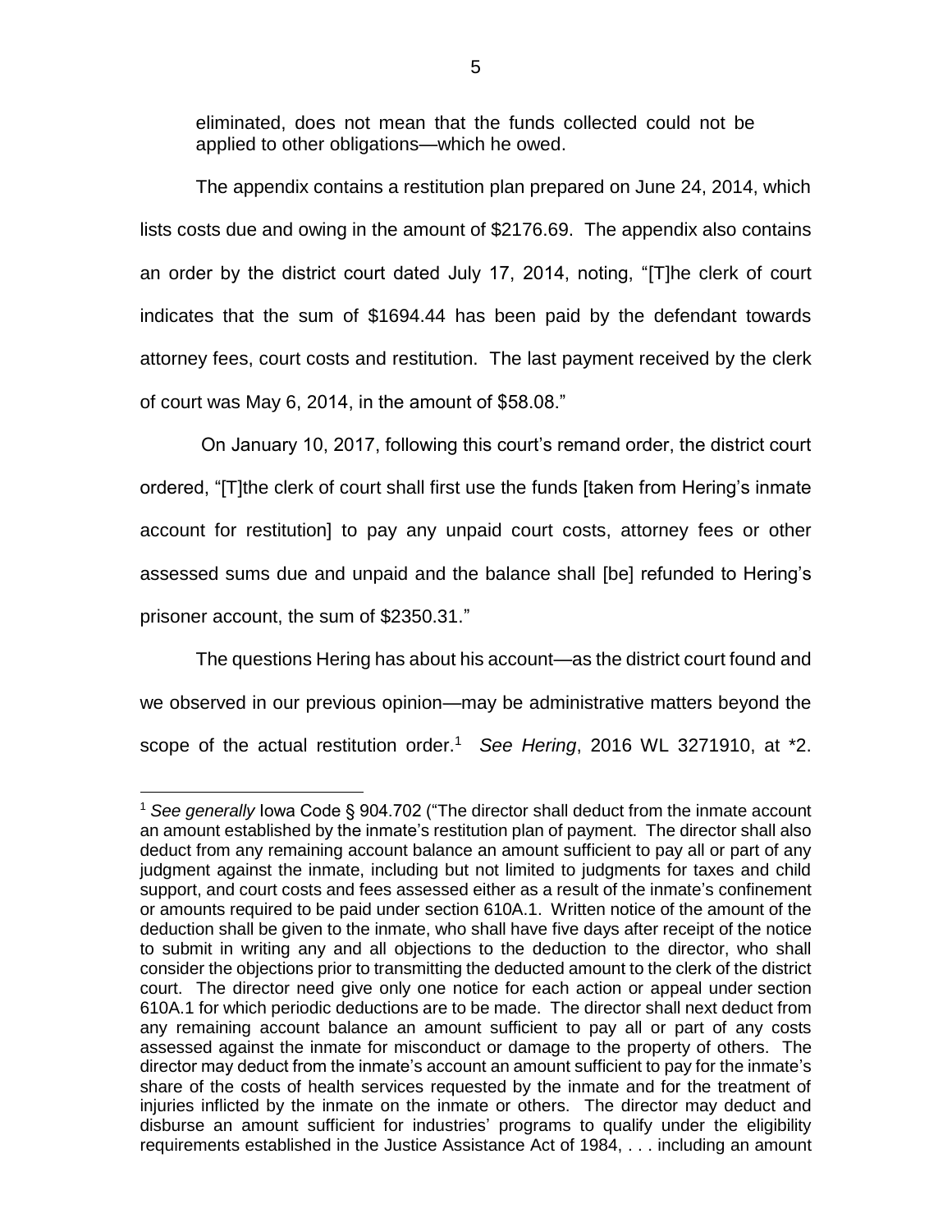eliminated, does not mean that the funds collected could not be applied to other obligations—which he owed.

The appendix contains a restitution plan prepared on June 24, 2014, which lists costs due and owing in the amount of $2176.69. The appendix also contains an order by the district court dated July 17, 2014, noting, "[T]he clerk of court indicates that the sum of $1694.44 has been paid by the defendant towards attorney fees, court costs and restitution. The last payment received by the clerk of court was May 6, 2014, in the amount of $58.08."

On January 10, 2017, following this court's remand order, the district court ordered, "[T]the clerk of court shall first use the funds [taken from Hering's inmate account for restitution] to pay any unpaid court costs, attorney fees or other assessed sums due and unpaid and the balance shall [be] refunded to Hering's prisoner account, the sum of $2350.31."

The questions Hering has about his account—as the district court found and we observed in our previous opinion—may be administrative matters beyond the scope of the actual restitution order.[1] *See Hering*, 2016 WL 3271910, at *2.

---

[1] *See generally* Iowa Code § 904.702 ("The director shall deduct from the inmate account an amount established by the inmate's restitution plan of payment. The director shall also deduct from any remaining account balance an amount sufficient to pay all or part of any judgment against the inmate, including but not limited to judgments for taxes and child support, and court costs and fees assessed either as a result of the inmate's confinement or amounts required to be paid under section 610A.1. Written notice of the amount of the deduction shall be given to the inmate, who shall have five days after receipt of the notice to submit in writing any and all objections to the deduction to the director, who shall consider the objections prior to transmitting the deducted amount to the clerk of the district court. The director need give only one notice for each action or appeal under section 610A.1 for which periodic deductions are to be made. The director shall next deduct from any remaining account balance an amount sufficient to pay all or part of any costs assessed against the inmate for misconduct or damage to the property of others. The director may deduct from the inmate's account an amount sufficient to pay for the inmate's share of the costs of health services requested by the inmate and for the treatment of injuries inflicted by the inmate on the inmate or others. The director may deduct and disburse an amount sufficient for industries' programs to qualify under the eligibility requirements established in the Justice Assistance Act of 1984, . . . including an amount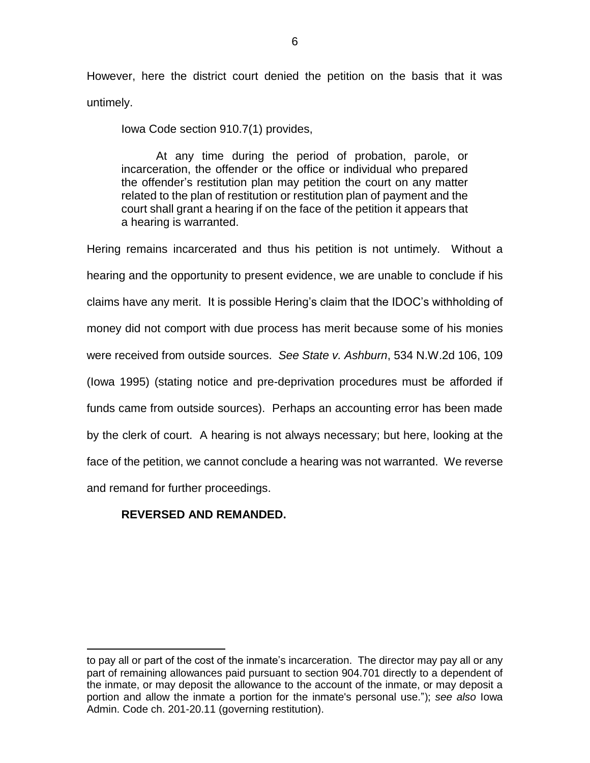However, here the district court denied the petition on the basis that it was untimely.

Iowa Code section 910.7(1) provides,

> At any time during the period of probation, parole, or incarceration, the offender or the office or individual who prepared the offender's restitution plan may petition the court on any matter related to the plan of restitution or restitution plan of payment and the court shall grant a hearing if on the face of the petition it appears that a hearing is warranted.

Hering remains incarcerated and thus his petition is not untimely. Without a hearing and the opportunity to present evidence, we are unable to conclude if his claims have any merit. It is possible Hering's claim that the IDOC's withholding of money did not comport with due process has merit because some of his monies were received from outside sources. *See State v. Ashburn*, 534 N.W.2d 106, 109 (Iowa 1995) (stating notice and pre-deprivation procedures must be afforded if funds came from outside sources). Perhaps an accounting error has been made by the clerk of court. A hearing is not always necessary; but here, looking at the face of the petition, we cannot conclude a hearing was not warranted. We reverse and remand for further proceedings.

**REVERSED AND REMANDED.**

---

to pay all or part of the cost of the inmate's incarceration. The director may pay all or any part of remaining allowances paid pursuant to section 904.701 directly to a dependent of the inmate, or may deposit the allowance to the account of the inmate, or may deposit a portion and allow the inmate a portion for the inmate's personal use."); *see also* Iowa Admin. Code ch. 201-20.11 (governing restitution).